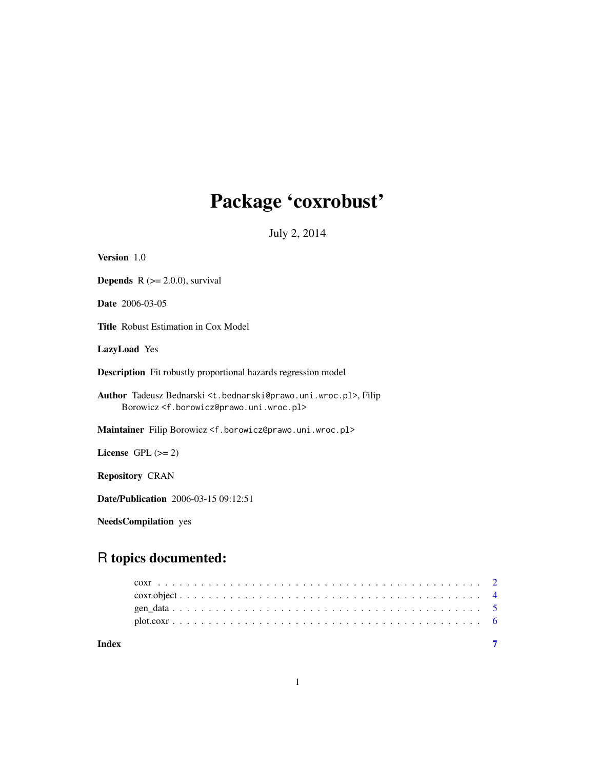# Package 'coxrobust'

July 2, 2014

**Version** 1.0

**Depends** R (>= 2.0.0), survival

**Date** 2006-03-05

**Title** Robust Estimation in Cox Model

**LazyLoad** Yes

**Description** Fit robustly proportional hazards regression model

**Author** Tadeusz Bednarski <t.bednarski@prawo.uni.wroc.pl>, Filip Borowicz <f.borowicz@prawo.uni.wroc.pl>

**Maintainer** Filip Borowicz <f.borowicz@prawo.uni.wroc.pl>

**License** GPL (>= 2)

**Repository** CRAN

**Date/Publication** 2006-03-15 09:12:51

**NeedsCompilation** yes

## R topics documented:

coxr . . . . . . . . . . . . . . . . . . . . . . . . . . . . . . . . . . . . . . . . . . 2
coxr.object . . . . . . . . . . . . . . . . . . . . . . . . . . . . . . . . . . . . . . 4
gen_data . . . . . . . . . . . . . . . . . . . . . . . . . . . . . . . . . . . . . . . 5
plot.coxr . . . . . . . . . . . . . . . . . . . . . . . . . . . . . . . . . . . . . . . 6

**Index** 7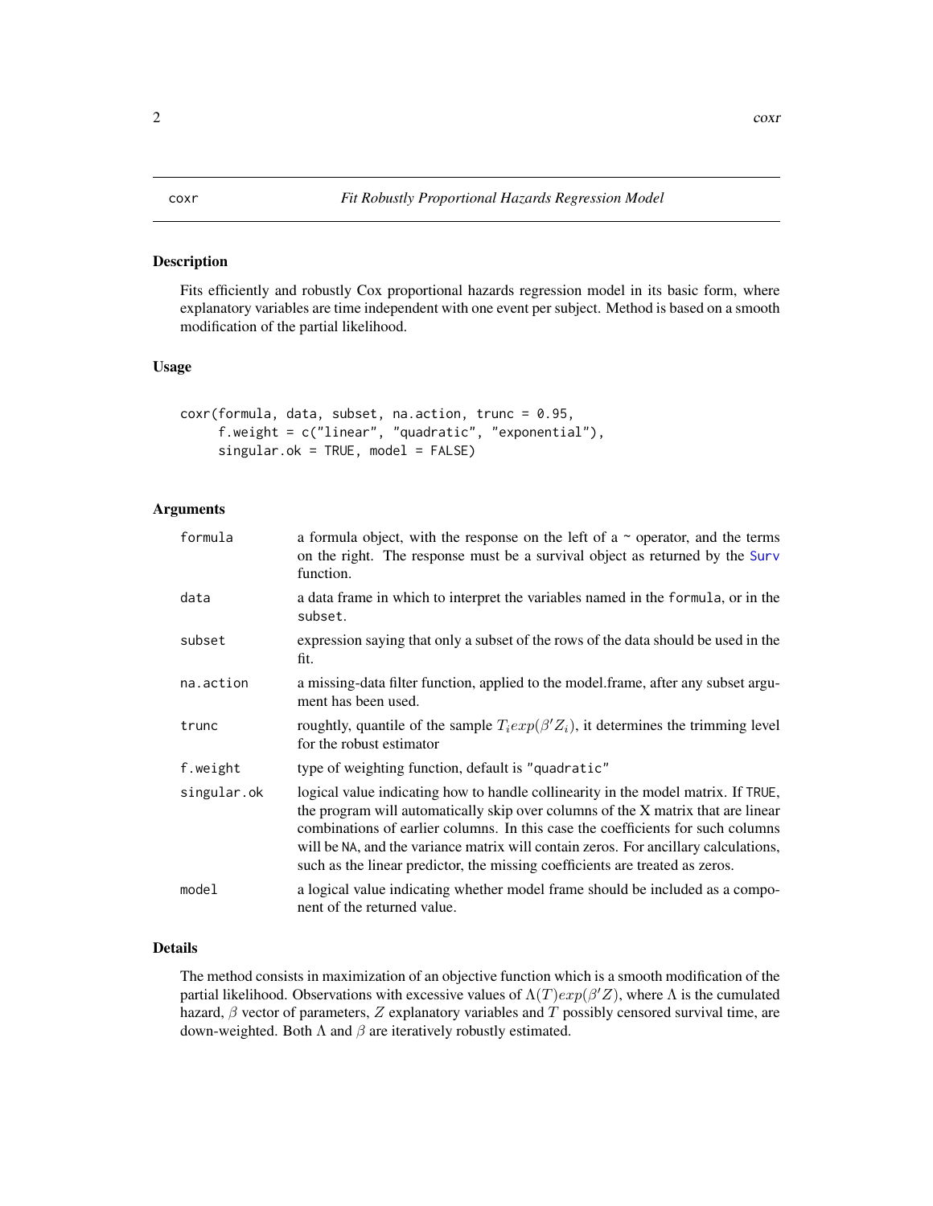coxr — *Fit Robustly Proportional Hazards Regression Model*

## Description

Fits efficiently and robustly Cox proportional hazards regression model in its basic form, where explanatory variables are time independent with one event per subject. Method is based on a smooth modification of the partial likelihood.

## Usage

```
coxr(formula, data, subset, na.action, trunc = 0.95,
     f.weight = c("linear", "quadratic", "exponential"),
     singular.ok = TRUE, model = FALSE)
```

## Arguments

| | |
|---|---|
| `formula` | a formula object, with the response on the left of a ~ operator, and the terms on the right. The response must be a survival object as returned by the `Surv` function. |
| `data` | a data frame in which to interpret the variables named in the `formula`, or in the `subset`. |
| `subset` | expression saying that only a subset of the rows of the data should be used in the fit. |
| `na.action` | a missing-data filter function, applied to the model.frame, after any subset argument has been used. |
| `trunc` | roughtly, quantile of the sample $T_i exp(\beta' Z_i)$, it determines the trimming level for the robust estimator |
| `f.weight` | type of weighting function, default is `"quadratic"` |
| `singular.ok` | logical value indicating how to handle collinearity in the model matrix. If `TRUE`, the program will automatically skip over columns of the X matrix that are linear combinations of earlier columns. In this case the coefficients for such columns will be `NA`, and the variance matrix will contain zeros. For ancillary calculations, such as the linear predictor, the missing coefficients are treated as zeros. |
| `model` | a logical value indicating whether model frame should be included as a component of the returned value. |

## Details

The method consists in maximization of an objective function which is a smooth modification of the partial likelihood. Observations with excessive values of $\Lambda(T) exp(\beta' Z)$, where $\Lambda$ is the cumulated hazard, $\beta$ vector of parameters, $Z$ explanatory variables and $T$ possibly censored survival time, are down-weighted. Both $\Lambda$ and $\beta$ are iteratively robustly estimated.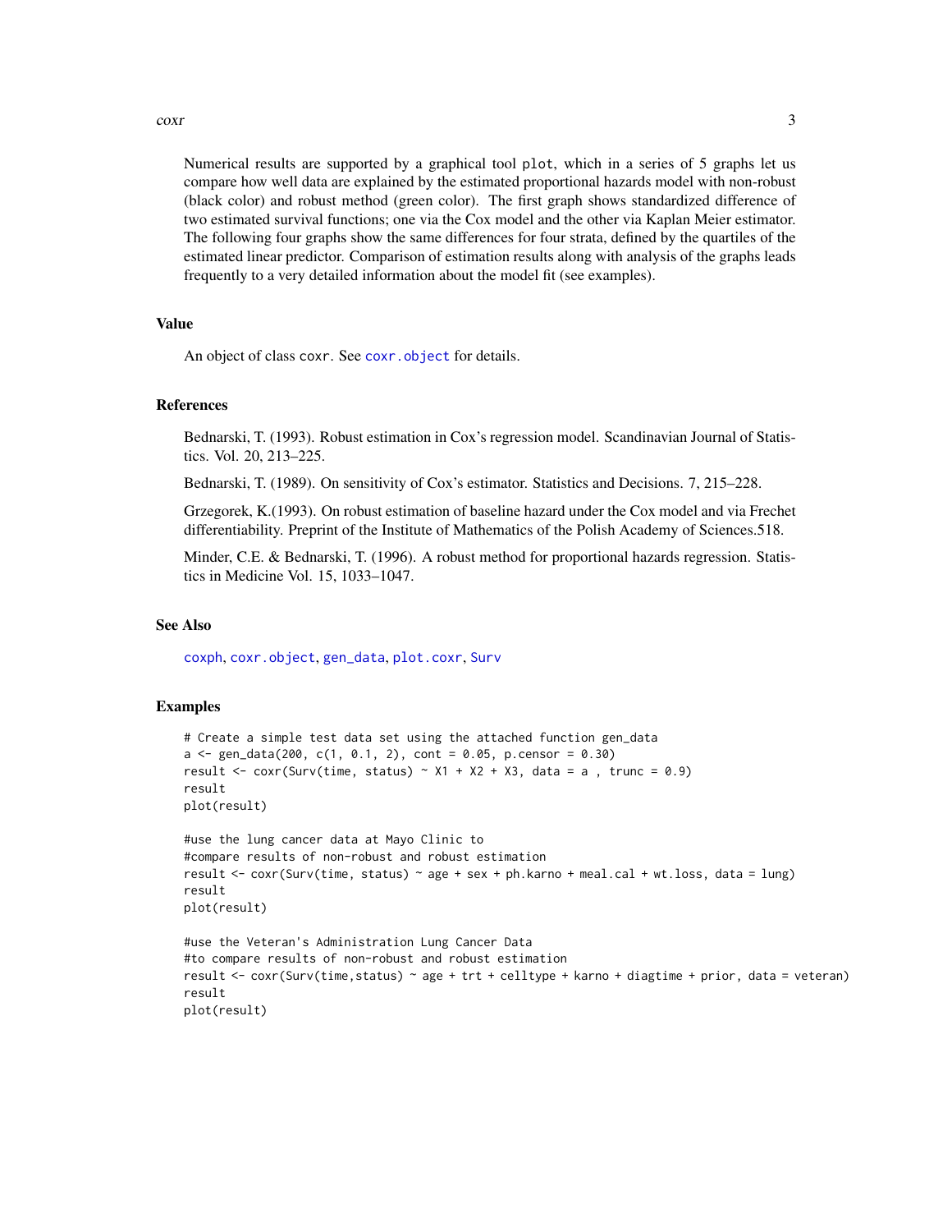Numerical results are supported by a graphical tool `plot`, which in a series of 5 graphs let us compare how well data are explained by the estimated proportional hazards model with non-robust (black color) and robust method (green color). The first graph shows standardized difference of two estimated survival functions; one via the Cox model and the other via Kaplan Meier estimator. The following four graphs show the same differences for four strata, defined by the quartiles of the estimated linear predictor. Comparison of estimation results along with analysis of the graphs leads frequently to a very detailed information about the model fit (see examples).

## Value

An object of class `coxr`. See `coxr.object` for details.

## References

Bednarski, T. (1993). Robust estimation in Cox's regression model. Scandinavian Journal of Statistics. Vol. 20, 213–225.

Bednarski, T. (1989). On sensitivity of Cox's estimator. Statistics and Decisions. 7, 215–228.

Grzegorek, K.(1993). On robust estimation of baseline hazard under the Cox model and via Frechet differentiability. Preprint of the Institute of Mathematics of the Polish Academy of Sciences.518.

Minder, C.E. & Bednarski, T. (1996). A robust method for proportional hazards regression. Statistics in Medicine Vol. 15, 1033–1047.

## See Also

`coxph`, `coxr.object`, `gen_data`, `plot.coxr`, `Surv`

## Examples

```
# Create a simple test data set using the attached function gen_data
a <- gen_data(200, c(1, 0.1, 2), cont = 0.05, p.censor = 0.30)
result <- coxr(Surv(time, status) ~ X1 + X2 + X3, data = a , trunc = 0.9)
result
plot(result)

#use the lung cancer data at Mayo Clinic to
#compare results of non-robust and robust estimation
result <- coxr(Surv(time, status) ~ age + sex + ph.karno + meal.cal + wt.loss, data = lung)
result
plot(result)

#use the Veteran's Administration Lung Cancer Data
#to compare results of non-robust and robust estimation
result <- coxr(Surv(time,status) ~ age + trt + celltype + karno + diagtime + prior, data = veteran)
result
plot(result)
```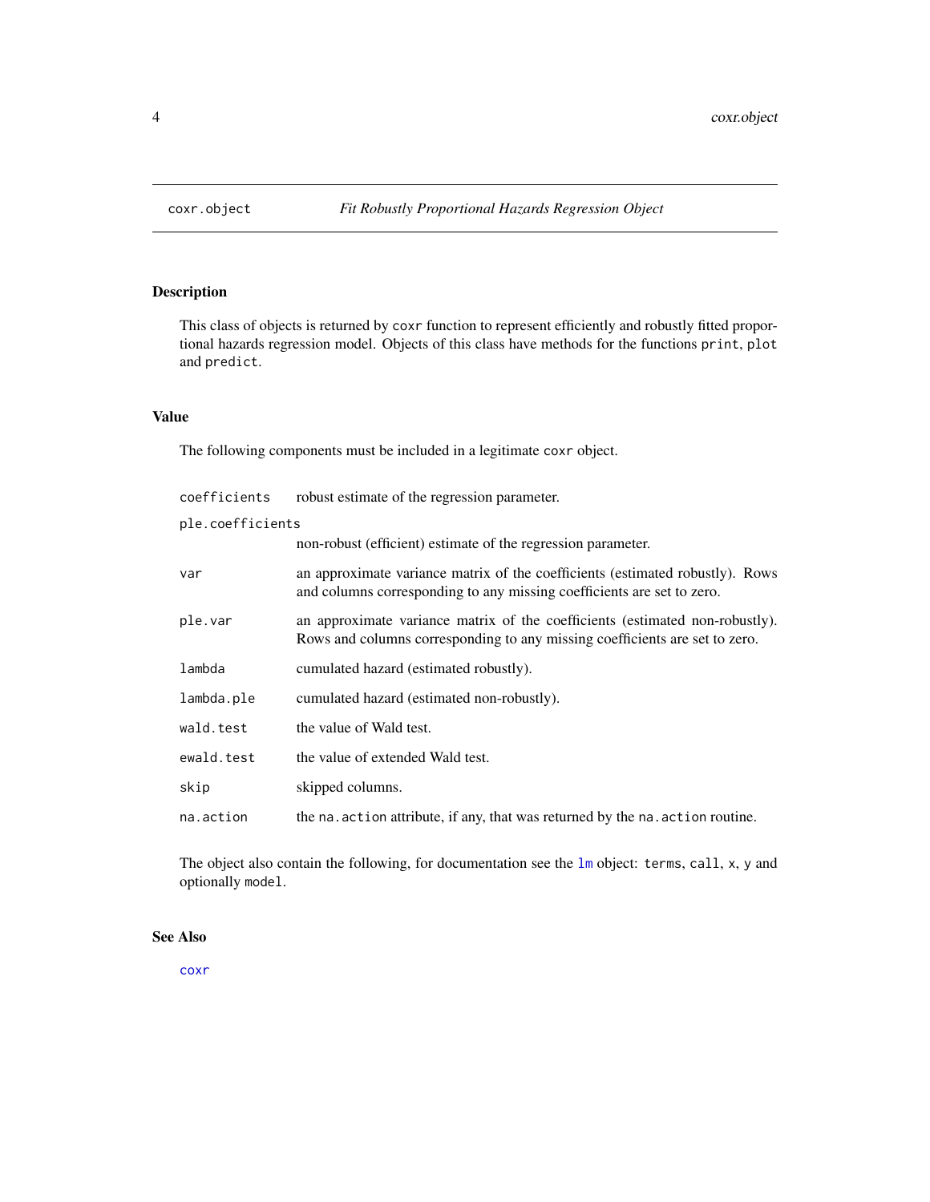coxr.object *Fit Robustly Proportional Hazards Regression Object*

## Description

This class of objects is returned by `coxr` function to represent efficiently and robustly fitted proportional hazards regression model. Objects of this class have methods for the functions `print`, `plot` and `predict`.

## Value

The following components must be included in a legitimate `coxr` object.

- `coefficients` robust estimate of the regression parameter.
- `ple.coefficients` non-robust (efficient) estimate of the regression parameter.
- `var` an approximate variance matrix of the coefficients (estimated robustly). Rows and columns corresponding to any missing coefficients are set to zero.
- `ple.var` an approximate variance matrix of the coefficients (estimated non-robustly). Rows and columns corresponding to any missing coefficients are set to zero.
- `lambda` cumulated hazard (estimated robustly).
- `lambda.ple` cumulated hazard (estimated non-robustly).
- `wald.test` the value of Wald test.
- `ewald.test` the value of extended Wald test.
- `skip` skipped columns.
- `na.action` the `na.action` attribute, if any, that was returned by the `na.action` routine.

The object also contain the following, for documentation see the `lm` object: `terms`, `call`, `x`, `y` and optionally `model`.

## See Also

`coxr`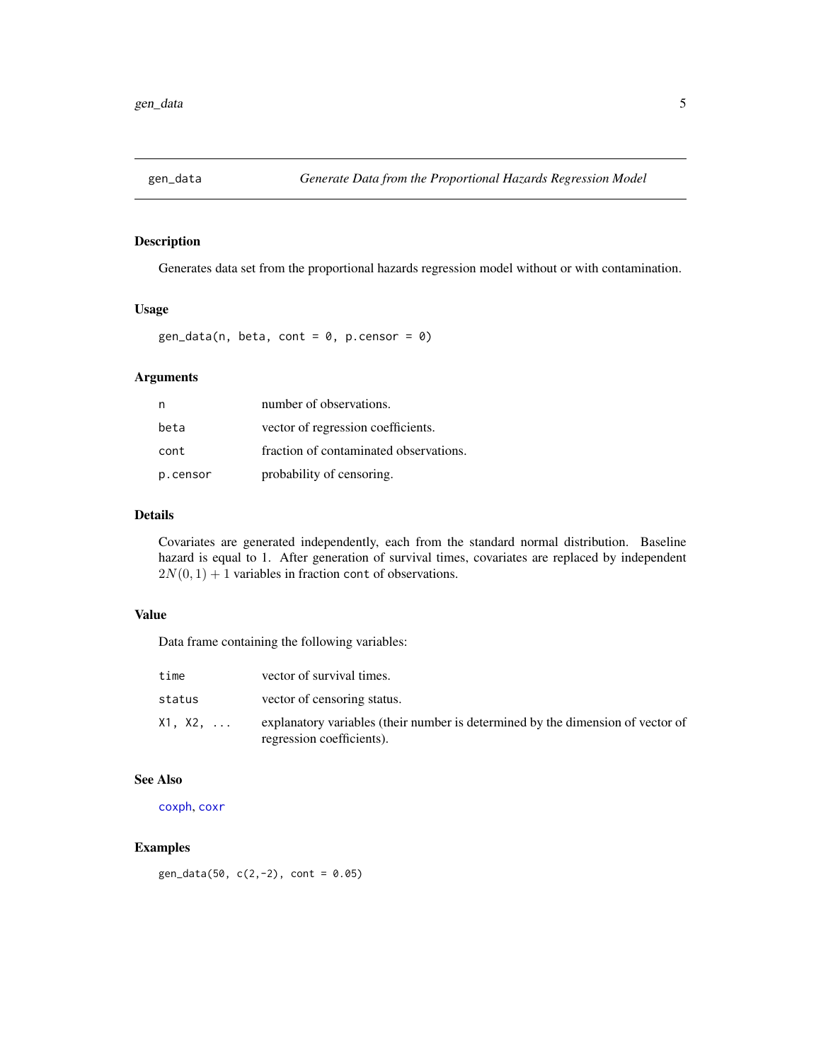## gen_data *Generate Data from the Proportional Hazards Regression Model*

### Description

Generates data set from the proportional hazards regression model without or with contamination.

### Usage

```
gen_data(n, beta, cont = 0, p.censor = 0)
```

### Arguments

| | |
|---|---|
| `n` | number of observations. |
| `beta` | vector of regression coefficients. |
| `cont` | fraction of contaminated observations. |
| `p.censor` | probability of censoring. |

### Details

Covariates are generated independently, each from the standard normal distribution. Baseline hazard is equal to 1. After generation of survival times, covariates are replaced by independent $2N(0, 1) + 1$ variables in fraction `cont` of observations.

### Value

Data frame containing the following variables:

| | |
|---|---|
| `time` | vector of survival times. |
| `status` | vector of censoring status. |
| `X1, X2, ...` | explanatory variables (their number is determined by the dimension of vector of regression coefficients). |

### See Also

`coxph`, `coxr`

### Examples

```
gen_data(50, c(2,-2), cont = 0.05)
```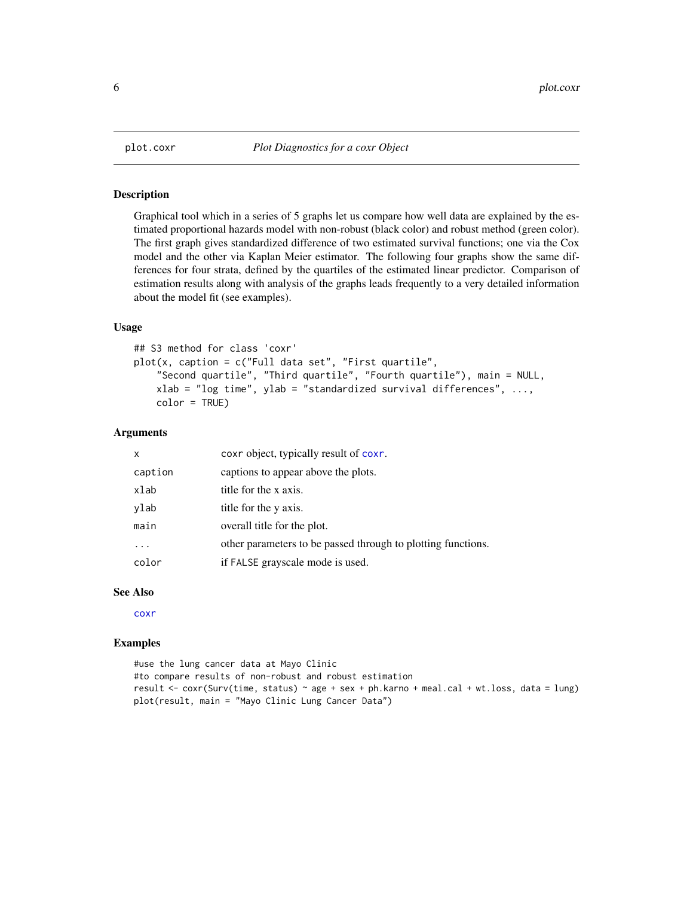plot.coxr *Plot Diagnostics for a coxr Object*

### Description

Graphical tool which in a series of 5 graphs let us compare how well data are explained by the estimated proportional hazards model with non-robust (black color) and robust method (green color). The first graph gives standardized difference of two estimated survival functions; one via the Cox model and the other via Kaplan Meier estimator. The following four graphs show the same differences for four strata, defined by the quartiles of the estimated linear predictor. Comparison of estimation results along with analysis of the graphs leads frequently to a very detailed information about the model fit (see examples).

### Usage

```
## S3 method for class 'coxr'
plot(x, caption = c("Full data set", "First quartile",
    "Second quartile", "Third quartile", "Fourth quartile"), main = NULL,
    xlab = "log time", ylab = "standardized survival differences", ...,
    color = TRUE)
```

### Arguments

| | |
|---|---|
| `x` | `coxr` object, typically result of `coxr`. |
| `caption` | captions to appear above the plots. |
| `xlab` | title for the x axis. |
| `ylab` | title for the y axis. |
| `main` | overall title for the plot. |
| `...` | other parameters to be passed through to plotting functions. |
| `color` | if `FALSE` grayscale mode is used. |

### See Also

`coxr`

### Examples

```
#use the lung cancer data at Mayo Clinic
#to compare results of non-robust and robust estimation
result <- coxr(Surv(time, status) ~ age + sex + ph.karno + meal.cal + wt.loss, data = lung)
plot(result, main = "Mayo Clinic Lung Cancer Data")
```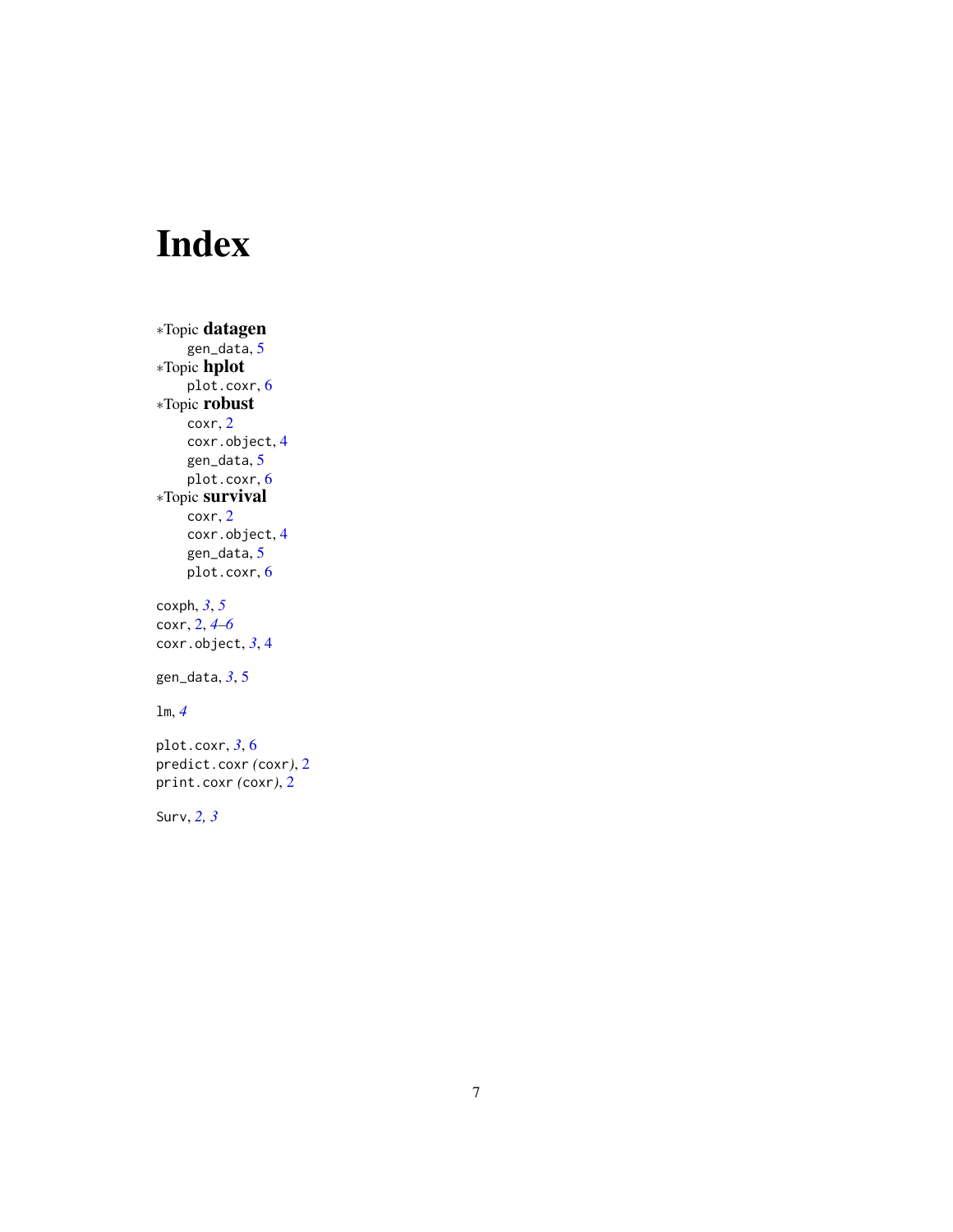# Index

*Topic **datagen**
  gen_data, 5
*Topic **hplot**
  plot.coxr, 6
*Topic **robust**
  coxr, 2
  coxr.object, 4
  gen_data, 5
  plot.coxr, 6
*Topic **survival**
  coxr, 2
  coxr.object, 4
  gen_data, 5
  plot.coxr, 6

coxph, *3*, *5*
coxr, 2, *4–6*
coxr.object, *3*, 4

gen_data, *3*, 5

lm, *4*

plot.coxr, *3*, 6
predict.coxr *(*coxr*)*, 2
print.coxr *(*coxr*)*, 2

Surv, *2, 3*